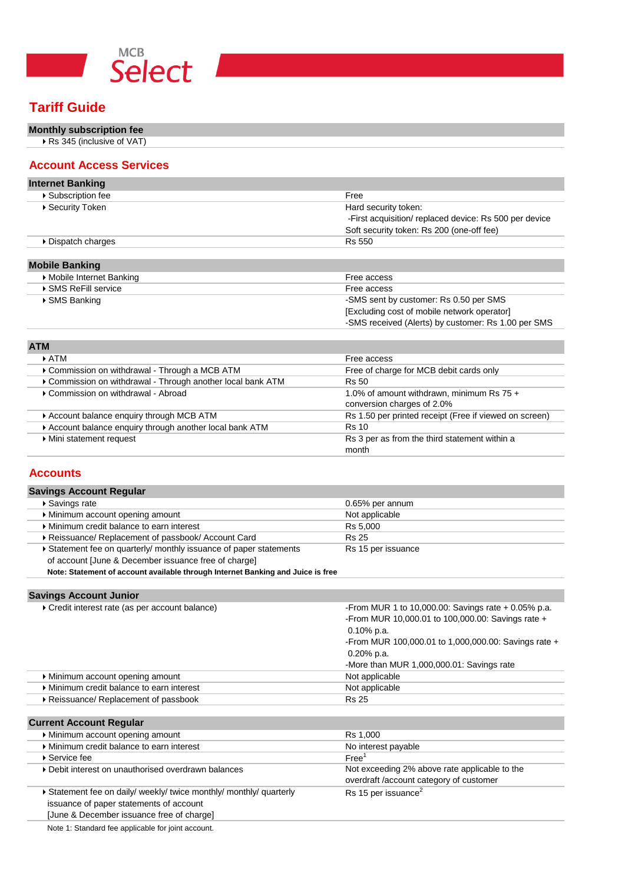MCB **Select**

# Tariff Guide

| Monthly subscription fee |
| --- |
| Rs 345 (inclusive of VAT) |

## Account Access Services

| Internet Banking | |
| --- | --- |
| Subscription fee | Free |
| Security Token | Hard security token:<br>-First acquisition/ replaced device: Rs 500 per device<br>Soft security token: Rs 200 (one-off fee) |
| Dispatch charges | Rs 550 |

| Mobile Banking | |
| --- | --- |
| Mobile Internet Banking | Free access |
| SMS ReFill service | Free access |
| SMS Banking | -SMS sent by customer: Rs 0.50 per SMS<br>[Excluding cost of mobile network operator]<br>-SMS received (Alerts) by customer: Rs 1.00 per SMS |

| ATM | |
| --- | --- |
| ATM | Free access |
| Commission on withdrawal - Through a MCB ATM | Free of charge for MCB debit cards only |
| Commission on withdrawal - Through another local bank ATM | Rs 50 |
| Commission on withdrawal - Abroad | 1.0% of amount withdrawn, minimum Rs 75 + conversion charges of 2.0% |
| Account balance enquiry through MCB ATM | Rs 1.50 per printed receipt (Free if viewed on screen) |
| Account balance enquiry through another local bank ATM | Rs 10 |
| Mini statement request | Rs 3 per as from the third statement within a month |

## Accounts

| Savings Account Regular | |
| --- | --- |
| Savings rate | 0.65% per annum |
| Minimum account opening amount | Not applicable |
| Minimum credit balance to earn interest | Rs 5,000 |
| Reissuance/ Replacement of passbook/ Account Card | Rs 25 |
| Statement fee on quarterly/ monthly issuance of paper statements of account [June & December issuance free of charge]<br>**Note: Statement of account available through Internet Banking and Juice is free** | Rs 15 per issuance |

| Savings Account Junior | |
| --- | --- |
| Credit interest rate (as per account balance) | -From MUR 1 to 10,000.00: Savings rate + 0.05% p.a.<br>-From MUR 10,000.01 to 100,000.00: Savings rate + 0.10% p.a.<br>-From MUR 100,000.01 to 1,000,000.00: Savings rate + 0.20% p.a.<br>-More than MUR 1,000,000.01: Savings rate |
| Minimum account opening amount | Not applicable |
| Minimum credit balance to earn interest | Not applicable |
| Reissuance/ Replacement of passbook | Rs 25 |

| Current Account Regular | |
| --- | --- |
| Minimum account opening amount | Rs 1,000 |
| Minimum credit balance to earn interest | No interest payable |
| Service fee | Free[1] |
| Debit interest on unauthorised overdrawn balances | Not exceeding 2% above rate applicable to the overdraft /account category of customer |
| Statement fee on daily/ weekly/ twice monthly/ monthly/ quarterly issuance of paper statements of account [June & December issuance free of charge] | Rs 15 per issuance[2] |

Note 1: Standard fee applicable for joint account.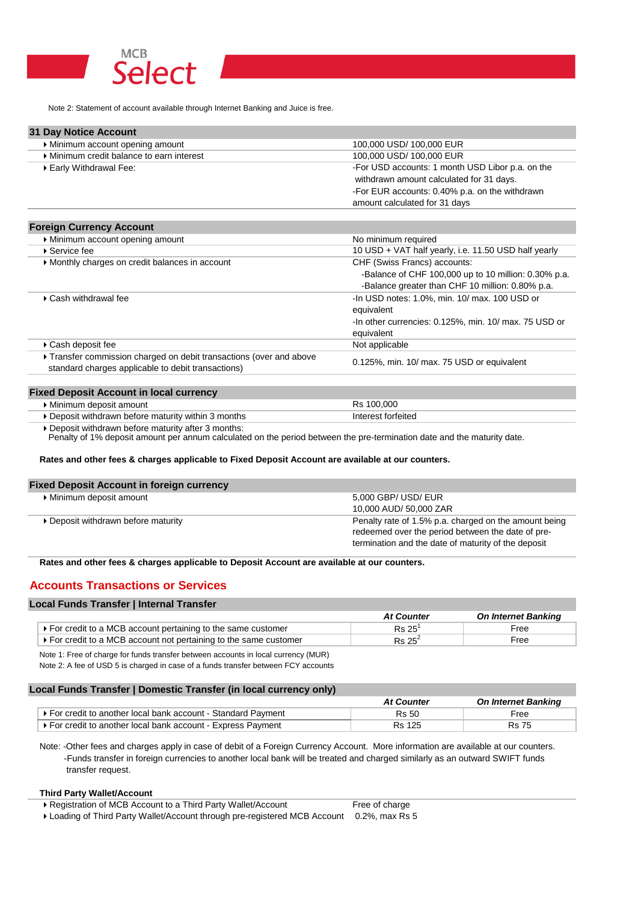Note 2: Statement of account available through Internet Banking and Juice is free.

| 31 Day Notice Account | |
|---|---|
| Minimum account opening amount | 100,000 USD/ 100,000 EUR |
| Minimum credit balance to earn interest | 100,000 USD/ 100,000 EUR |
| Early Withdrawal Fee: | -For USD accounts: 1 month USD Libor p.a. on the withdrawn amount calculated for 31 days. -For EUR accounts: 0.40% p.a. on the withdrawn amount calculated for 31 days |

| Foreign Currency Account | |
|---|---|
| Minimum account opening amount | No minimum required |
| Service fee | 10 USD + VAT half yearly, i.e. 11.50 USD half yearly |
| Monthly charges on credit balances in account | CHF (Swiss Francs) accounts: -Balance of CHF 100,000 up to 10 million: 0.30% p.a. -Balance greater than CHF 10 million: 0.80% p.a. |
| Cash withdrawal fee | -In USD notes: 1.0%, min. 10/ max. 100 USD or equivalent -In other currencies: 0.125%, min. 10/ max. 75 USD or equivalent |
| Cash deposit fee | Not applicable |
| Transfer commission charged on debit transactions (over and above standard charges applicable to debit transactions) | 0.125%, min. 10/ max. 75 USD or equivalent |

| Fixed Deposit Account in local currency | |
|---|---|
| Minimum deposit amount | Rs 100,000 |
| Deposit withdrawn before maturity within 3 months | Interest forfeited |

- Deposit withdrawn before maturity after 3 months:
Penalty of 1% deposit amount per annum calculated on the period between the pre-termination date and the maturity date.

**Rates and other fees & charges applicable to Fixed Deposit Account are available at our counters.**

| Fixed Deposit Account in foreign currency | |
|---|---|
| Minimum deposit amount | 5,000 GBP/ USD/ EUR 10,000 AUD/ 50,000 ZAR |
| Deposit withdrawn before maturity | Penalty rate of 1.5% p.a. charged on the amount being redeemed over the period between the date of pre-termination and the date of maturity of the deposit |

**Rates and other fees & charges applicable to Deposit Account are available at our counters.**

## Accounts Transactions or Services

### Local Funds Transfer | Internal Transfer

| | *At Counter* | *On Internet Banking* |
|---|---|---|
| For credit to a MCB account pertaining to the same customer | Rs 25[1] | Free |
| For credit to a MCB account not pertaining to the same customer | Rs 25[2] | Free |

Note 1: Free of charge for funds transfer between accounts in local currency (MUR)
Note 2: A fee of USD 5 is charged in case of a funds transfer between FCY accounts

### Local Funds Transfer | Domestic Transfer (in local currency only)

| | *At Counter* | *On Internet Banking* |
|---|---|---|
| For credit to another local bank account - Standard Payment | Rs 50 | Free |
| For credit to another local bank account - Express Payment | Rs 125 | Rs 75 |

Note: -Other fees and charges apply in case of debit of a Foreign Currency Account. More information are available at our counters.
-Funds transfer in foreign currencies to another local bank will be treated and charged similarly as an outward SWIFT funds transfer request.

**Third Party Wallet/Account**

| | |
|---|---|
| Registration of MCB Account to a Third Party Wallet/Account | Free of charge |
| Loading of Third Party Wallet/Account through pre-registered MCB Account | 0.2%, max Rs 5 |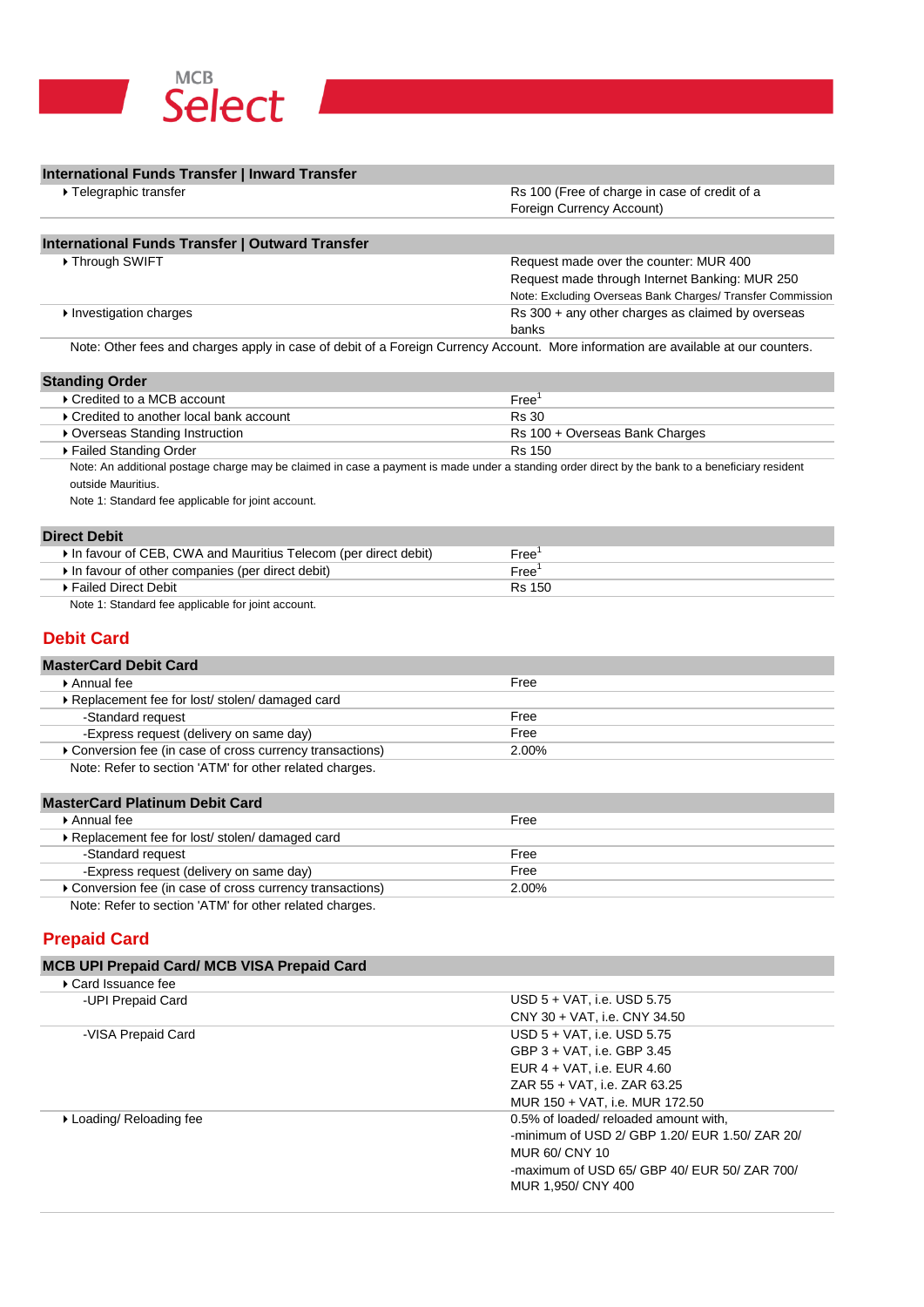| International Funds Transfer \| Inward Transfer | |
|---|---|
| ▸ Telegraphic transfer | Rs 100 (Free of charge in case of credit of a Foreign Currency Account) |

| International Funds Transfer \| Outward Transfer | |
|---|---|
| ▸ Through SWIFT | Request made over the counter: MUR 400<br>Request made through Internet Banking: MUR 250<br>Note: Excluding Overseas Bank Charges/ Transfer Commission |
| ▸ Investigation charges | Rs 300 + any other charges as claimed by overseas banks |

Note: Other fees and charges apply in case of debit of a Foreign Currency Account. More information are available at our counters.

| Standing Order | |
|---|---|
| ▸ Credited to a MCB account | Free[1] |
| ▸ Credited to another local bank account | Rs 30 |
| ▸ Overseas Standing Instruction | Rs 100 + Overseas Bank Charges |
| ▸ Failed Standing Order | Rs 150 |

Note: An additional postage charge may be claimed in case a payment is made under a standing order direct by the bank to a beneficiary resident outside Mauritius.

Note 1: Standard fee applicable for joint account.

| Direct Debit | |
|---|---|
| ▸ In favour of CEB, CWA and Mauritius Telecom (per direct debit) | Free[1] |
| ▸ In favour of other companies (per direct debit) | Free[1] |
| ▸ Failed Direct Debit | Rs 150 |

Note 1: Standard fee applicable for joint account.

## Debit Card

| MasterCard Debit Card | |
|---|---|
| ▸ Annual fee | Free |
| ▸ Replacement fee for lost/ stolen/ damaged card | |
| -Standard request | Free |
| -Express request (delivery on same day) | Free |
| ▸ Conversion fee (in case of cross currency transactions) | 2.00% |

Note: Refer to section 'ATM' for other related charges.

| MasterCard Platinum Debit Card | |
|---|---|
| ▸ Annual fee | Free |
| ▸ Replacement fee for lost/ stolen/ damaged card | |
| -Standard request | Free |
| -Express request (delivery on same day) | Free |
| ▸ Conversion fee (in case of cross currency transactions) | 2.00% |

Note: Refer to section 'ATM' for other related charges.

## Prepaid Card

| MCB UPI Prepaid Card/ MCB VISA Prepaid Card | |
|---|---|
| ▸ Card Issuance fee | |
| -UPI Prepaid Card | USD 5 + VAT, i.e. USD 5.75<br>CNY 30 + VAT, i.e. CNY 34.50 |
| -VISA Prepaid Card | USD 5 + VAT, i.e. USD 5.75<br>GBP 3 + VAT, i.e. GBP 3.45<br>EUR 4 + VAT, i.e. EUR 4.60<br>ZAR 55 + VAT, i.e. ZAR 63.25<br>MUR 150 + VAT, i.e. MUR 172.50 |
| ▸ Loading/ Reloading fee | 0.5% of loaded/ reloaded amount with,<br>-minimum of USD 2/ GBP 1.20/ EUR 1.50/ ZAR 20/ MUR 60/ CNY 10<br>-maximum of USD 65/ GBP 40/ EUR 50/ ZAR 700/ MUR 1,950/ CNY 400 |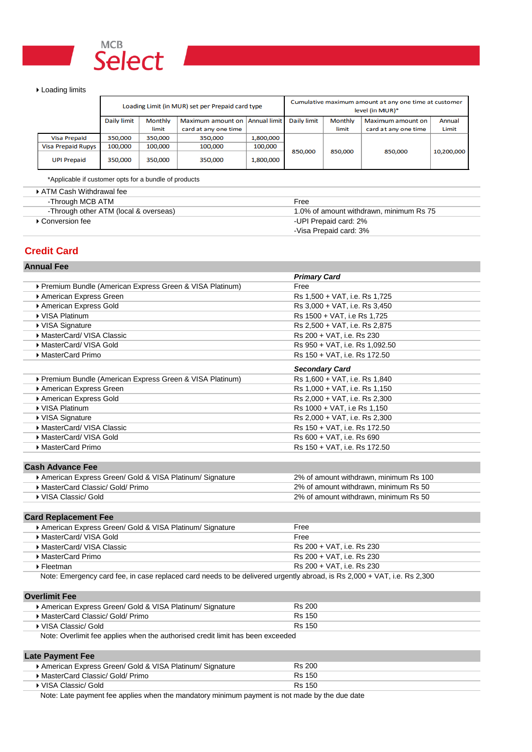MCB **Select**

- Loading limits

| | Loading Limit (in MUR) set per Prepaid card type | | | | Cumulative maximum amount at any one time at customer level (in MUR)* | | | |
|---|---|---|---|---|---|---|---|---|
| | Daily limit | Monthly limit | Maximum amount on card at any one time | Annual limit | Daily limit | Monthly limit | Maximum amount on card at any one time | Annual Limit |
| Visa Prepaid | 350,000 | 350,000 | 350,000 | 1,800,000 | 850,000 | 850,000 | 850,000 | 10,200,000 |
| Visa Prepaid Rupys | 100,000 | 100,000 | 100,000 | 100,000 | | | | |
| UPI Prepaid | 350,000 | 350,000 | 350,000 | 1,800,000 | | | | |

*Applicable if customer opts for a bundle of products

| | |
|---|---|
| ATM Cash Withdrawal fee | |
| -Through MCB ATM | Free |
| -Through other ATM (local & overseas) | 1.0% of amount withdrawn, minimum Rs 75 |
| Conversion fee | -UPI Prepaid card: 2%<br>-Visa Prepaid card: 3% |

## Credit Card

### Annual Fee

| | *Primary Card* |
|---|---|
| Premium Bundle (American Express Green & VISA Platinum) | Free |
| American Express Green | Rs 1,500 + VAT, i.e. Rs 1,725 |
| American Express Gold | Rs 3,000 + VAT, i.e. Rs 3,450 |
| VISA Platinum | Rs 1500 + VAT, i.e Rs 1,725 |
| VISA Signature | Rs 2,500 + VAT, i.e. Rs 2,875 |
| MasterCard/ VISA Classic | Rs 200 + VAT, i.e. Rs 230 |
| MasterCard/ VISA Gold | Rs 950 + VAT, i.e. Rs 1,092.50 |
| MasterCard Primo | Rs 150 + VAT, i.e. Rs 172.50 |

| | *Secondary Card* |
|---|---|
| Premium Bundle (American Express Green & VISA Platinum) | Rs 1,600 + VAT, i.e. Rs 1,840 |
| American Express Green | Rs 1,000 + VAT, i.e. Rs 1,150 |
| American Express Gold | Rs 2,000 + VAT, i.e. Rs 2,300 |
| VISA Platinum | Rs 1000 + VAT, i.e Rs 1,150 |
| VISA Signature | Rs 2,000 + VAT, i.e. Rs 2,300 |
| MasterCard/ VISA Classic | Rs 150 + VAT, i.e. Rs 172.50 |
| MasterCard/ VISA Gold | Rs 600 + VAT, i.e. Rs 690 |
| MasterCard Primo | Rs 150 + VAT, i.e. Rs 172.50 |

### Cash Advance Fee

| | |
|---|---|
| American Express Green/ Gold & VISA Platinum/ Signature | 2% of amount withdrawn, minimum Rs 100 |
| MasterCard Classic/ Gold/ Primo | 2% of amount withdrawn, minimum Rs 50 |
| VISA Classic/ Gold | 2% of amount withdrawn, minimum Rs 50 |

### Card Replacement Fee

| | |
|---|---|
| American Express Green/ Gold & VISA Platinum/ Signature | Free |
| MasterCard/ VISA Gold | Free |
| MasterCard/ VISA Classic | Rs 200 + VAT, i.e. Rs 230 |
| MasterCard Primo | Rs 200 + VAT, i.e. Rs 230 |
| Fleetman | Rs 200 + VAT, i.e. Rs 230 |

Note: Emergency card fee, in case replaced card needs to be delivered urgently abroad, is Rs 2,000 + VAT, i.e. Rs 2,300

### Overlimit Fee

| | |
|---|---|
| American Express Green/ Gold & VISA Platinum/ Signature | Rs 200 |
| MasterCard Classic/ Gold/ Primo | Rs 150 |
| VISA Classic/ Gold | Rs 150 |

Note: Overlimit fee applies when the authorised credit limit has been exceeded

### Late Payment Fee

| | |
|---|---|
| American Express Green/ Gold & VISA Platinum/ Signature | Rs 200 |
| MasterCard Classic/ Gold/ Primo | Rs 150 |
| VISA Classic/ Gold | Rs 150 |

Note: Late payment fee applies when the mandatory minimum payment is not made by the due date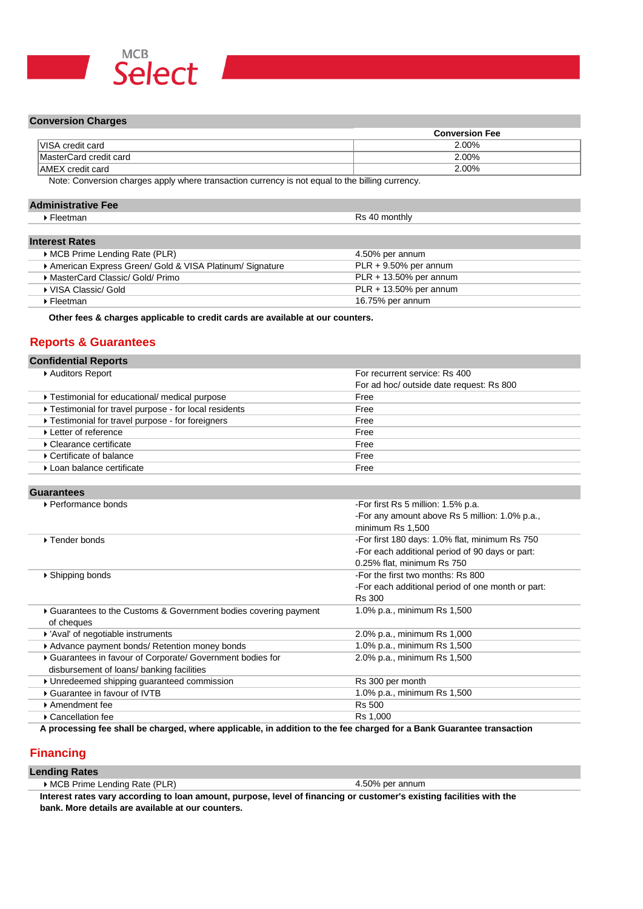### Conversion Charges

| | Conversion Fee |
|---|---|
| VISA credit card | 2.00% |
| MasterCard credit card | 2.00% |
| AMEX credit card | 2.00% |

Note: Conversion charges apply where transaction currency is not equal to the billing currency.

### Administrative Fee

| | |
|---|---|
| Fleetman | Rs 40 monthly |

### Interest Rates

| | |
|---|---|
| MCB Prime Lending Rate (PLR) | 4.50% per annum |
| American Express Green/ Gold & VISA Platinum/ Signature | PLR + 9.50% per annum |
| MasterCard Classic/ Gold/ Primo | PLR + 13.50% per annum |
| VISA Classic/ Gold | PLR + 13.50% per annum |
| Fleetman | 16.75% per annum |

**Other fees & charges applicable to credit cards are available at our counters.**

## Reports & Guarantees

### Confidential Reports

| | |
|---|---|
| Auditors Report | For recurrent service: Rs 400<br>For ad hoc/ outside date request: Rs 800 |
| Testimonial for educational/ medical purpose | Free |
| Testimonial for travel purpose - for local residents | Free |
| Testimonial for travel purpose - for foreigners | Free |
| Letter of reference | Free |
| Clearance certificate | Free |
| Certificate of balance | Free |
| Loan balance certificate | Free |

### Guarantees

| | |
|---|---|
| Performance bonds | -For first Rs 5 million: 1.5% p.a.<br>-For any amount above Rs 5 million: 1.0% p.a., minimum Rs 1,500 |
| Tender bonds | -For first 180 days: 1.0% flat, minimum Rs 750<br>-For each additional period of 90 days or part: 0.25% flat, minimum Rs 750 |
| Shipping bonds | -For the first two months: Rs 800<br>-For each additional period of one month or part: Rs 300 |
| Guarantees to the Customs & Government bodies covering payment of cheques | 1.0% p.a., minimum Rs 1,500 |
| 'Aval' of negotiable instruments | 2.0% p.a., minimum Rs 1,000 |
| Advance payment bonds/ Retention money bonds | 1.0% p.a., minimum Rs 1,500 |
| Guarantees in favour of Corporate/ Government bodies for disbursement of loans/ banking facilities | 2.0% p.a., minimum Rs 1,500 |
| Unredeemed shipping guaranteed commission | Rs 300 per month |
| Guarantee in favour of IVTB | 1.0% p.a., minimum Rs 1,500 |
| Amendment fee | Rs 500 |
| Cancellation fee | Rs 1,000 |

**A processing fee shall be charged, where applicable, in addition to the fee charged for a Bank Guarantee transaction**

## Financing

### Lending Rates

| | |
|---|---|
| MCB Prime Lending Rate (PLR) | 4.50% per annum |

**Interest rates vary according to loan amount, purpose, level of financing or customer's existing facilities with the bank. More details are available at our counters.**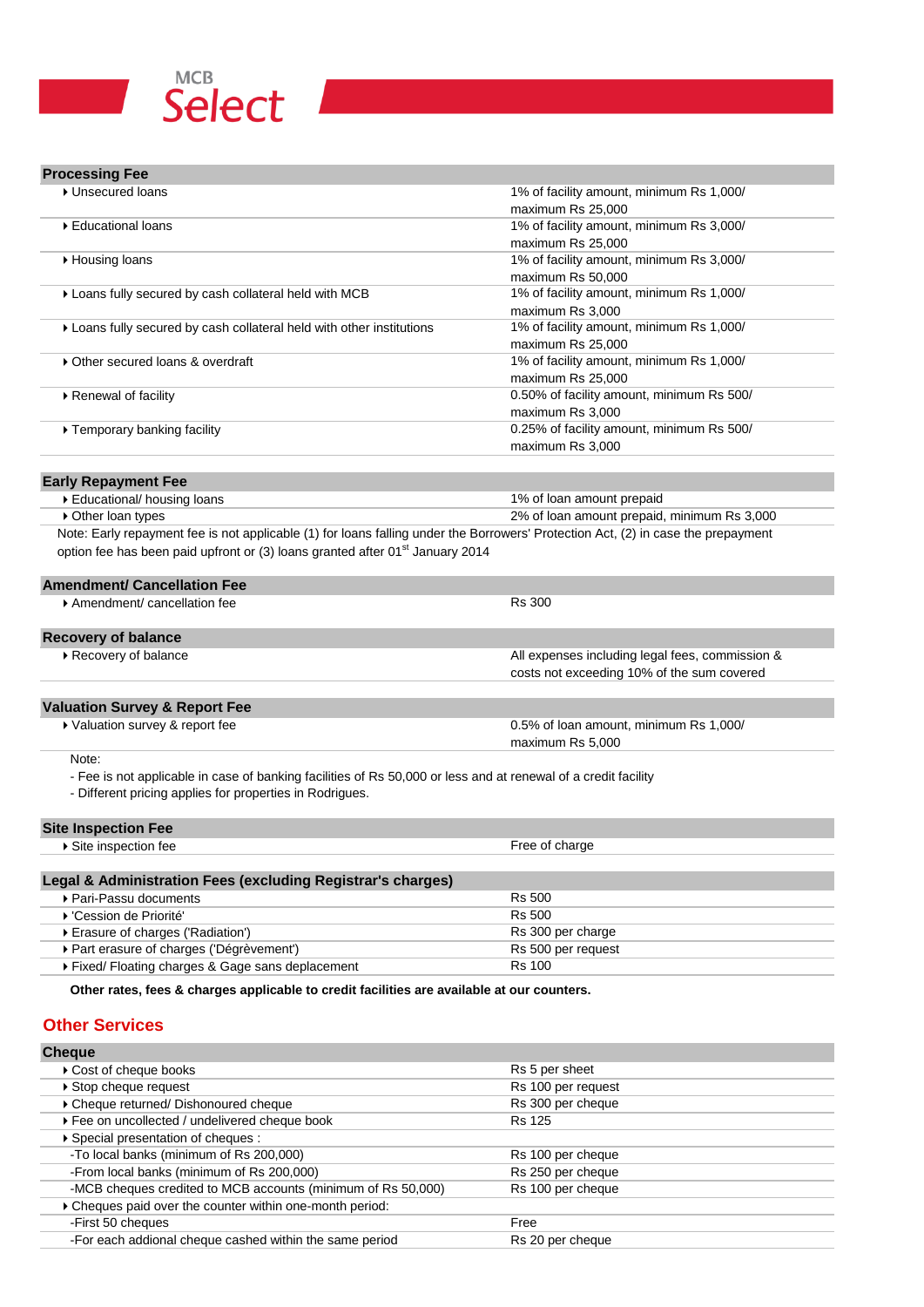MCB Select

## Processing Fee

| Processing Fee | |
|---|---|
| Unsecured loans | 1% of facility amount, minimum Rs 1,000/ maximum Rs 25,000 |
| Educational loans | 1% of facility amount, minimum Rs 3,000/ maximum Rs 25,000 |
| Housing loans | 1% of facility amount, minimum Rs 3,000/ maximum Rs 50,000 |
| Loans fully secured by cash collateral held with MCB | 1% of facility amount, minimum Rs 1,000/ maximum Rs 3,000 |
| Loans fully secured by cash collateral held with other institutions | 1% of facility amount, minimum Rs 1,000/ maximum Rs 25,000 |
| Other secured loans & overdraft | 1% of facility amount, minimum Rs 1,000/ maximum Rs 25,000 |
| Renewal of facility | 0.50% of facility amount, minimum Rs 500/ maximum Rs 3,000 |
| Temporary banking facility | 0.25% of facility amount, minimum Rs 500/ maximum Rs 3,000 |

## Early Repayment Fee

| Early Repayment Fee | |
|---|---|
| Educational/ housing loans | 1% of loan amount prepaid |
| Other loan types | 2% of loan amount prepaid, minimum Rs 3,000 |

Note: Early repayment fee is not applicable (1) for loans falling under the Borrowers' Protection Act, (2) in case the prepayment option fee has been paid upfront or (3) loans granted after 01st January 2014

## Amendment/ Cancellation Fee

| Amendment/ Cancellation Fee | |
|---|---|
| Amendment/ cancellation fee | Rs 300 |

## Recovery of balance

| Recovery of balance | |
|---|---|
| Recovery of balance | All expenses including legal fees, commission & costs not exceeding 10% of the sum covered |

## Valuation Survey & Report Fee

| Valuation Survey & Report Fee | |
|---|---|
| Valuation survey & report fee | 0.5% of loan amount, minimum Rs 1,000/ maximum Rs 5,000 |

Note:

- Fee is not applicable in case of banking facilities of Rs 50,000 or less and at renewal of a credit facility
- Different pricing applies for properties in Rodrigues.

## Site Inspection Fee

| Site Inspection Fee | |
|---|---|
| Site inspection fee | Free of charge |

## Legal & Administration Fees (excluding Registrar's charges)

| Legal & Administration Fees (excluding Registrar's charges) | |
|---|---|
| Pari-Passu documents | Rs 500 |
| 'Cession de Priorité' | Rs 500 |
| Erasure of charges ('Radiation') | Rs 300 per charge |
| Part erasure of charges ('Dégrèvement') | Rs 500 per request |
| Fixed/ Floating charges & Gage sans deplacement | Rs 100 |

**Other rates, fees & charges applicable to credit facilities are available at our counters.**

# Other Services

## Cheque

| Cheque | |
|---|---|
| Cost of cheque books | Rs 5 per sheet |
| Stop cheque request | Rs 100 per request |
| Cheque returned/ Dishonoured cheque | Rs 300 per cheque |
| Fee on uncollected / undelivered cheque book | Rs 125 |
| Special presentation of cheques : | |
| -To local banks (minimum of Rs 200,000) | Rs 100 per cheque |
| -From local banks (minimum of Rs 200,000) | Rs 250 per cheque |
| -MCB cheques credited to MCB accounts (minimum of Rs 50,000) | Rs 100 per cheque |
| Cheques paid over the counter within one-month period: | |
| -First 50 cheques | Free |
| -For each addional cheque cashed within the same period | Rs 20 per cheque |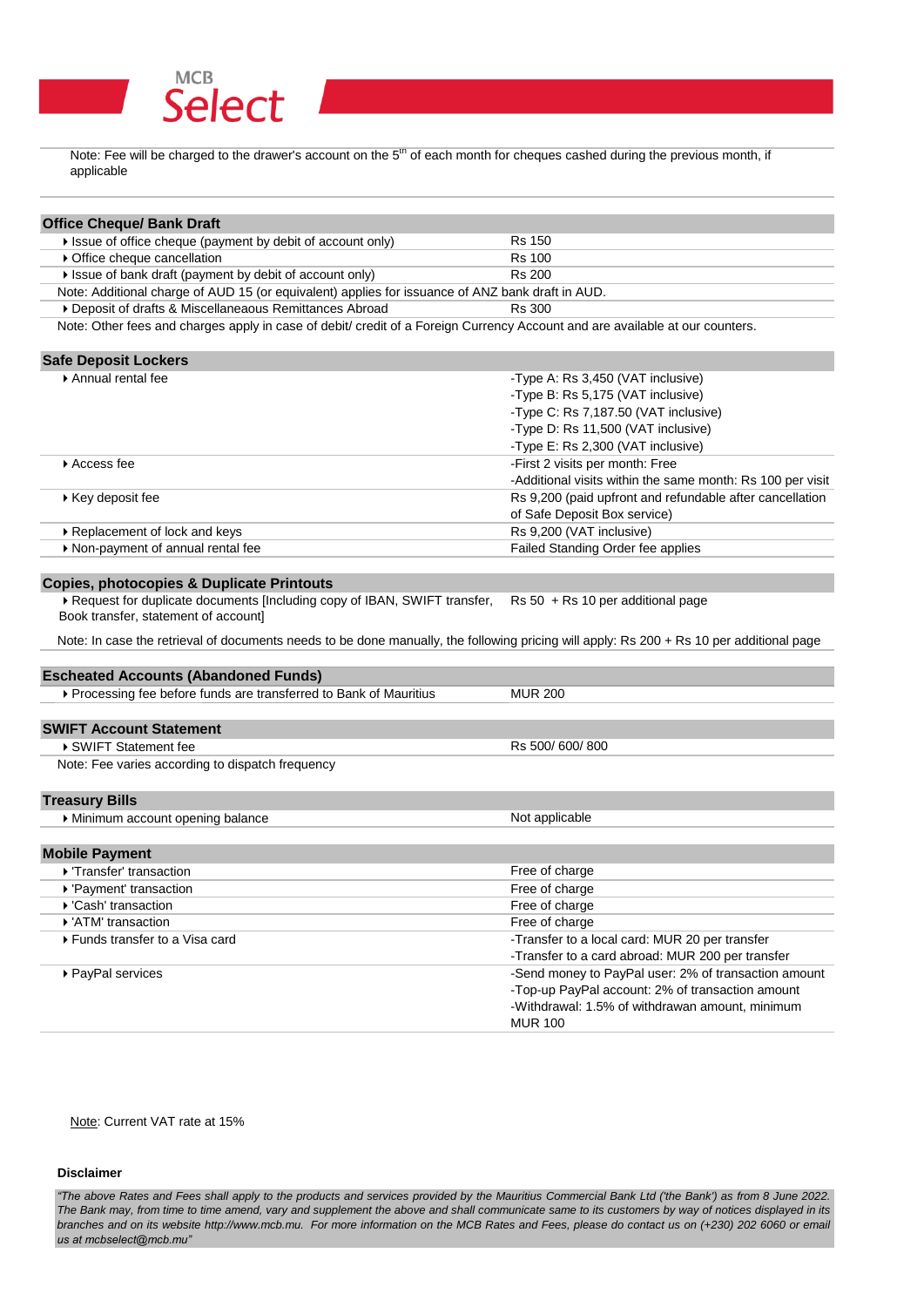Note: Fee will be charged to the drawer's account on the 5th of each month for cheques cashed during the previous month, if applicable

## Office Cheque/ Bank Draft

| | |
|---|---|
| ▸ Issue of office cheque (payment by debit of account only) | Rs 150 |
| ▸ Office cheque cancellation | Rs 100 |
| ▸ Issue of bank draft (payment by debit of account only) | Rs 200 |
| Note: Additional charge of AUD 15 (or equivalent) applies for issuance of ANZ bank draft in AUD. | |
| ▸ Deposit of drafts & Miscellaneaous Remittances Abroad | Rs 300 |

Note: Other fees and charges apply in case of debit/ credit of a Foreign Currency Account and are available at our counters.

## Safe Deposit Lockers

| | |
|---|---|
| ▸ Annual rental fee | -Type A: Rs 3,450 (VAT inclusive)<br>-Type B: Rs 5,175 (VAT inclusive)<br>-Type C: Rs 7,187.50 (VAT inclusive)<br>-Type D: Rs 11,500 (VAT inclusive)<br>-Type E: Rs 2,300 (VAT inclusive) |
| ▸ Access fee | -First 2 visits per month: Free<br>-Additional visits within the same month: Rs 100 per visit |
| ▸ Key deposit fee | Rs 9,200 (paid upfront and refundable after cancellation of Safe Deposit Box service) |
| ▸ Replacement of lock and keys | Rs 9,200 (VAT inclusive) |
| ▸ Non-payment of annual rental fee | Failed Standing Order fee applies |

## Copies, photocopies & Duplicate Printouts

| | |
|---|---|
| ▸ Request for duplicate documents [Including copy of IBAN, SWIFT transfer, Book transfer, statement of account] | Rs 50 + Rs 10 per additional page |

Note: In case the retrieval of documents needs to be done manually, the following pricing will apply: Rs 200 + Rs 10 per additional page

## Escheated Accounts (Abandoned Funds)

| | |
|---|---|
| ▸ Processing fee before funds are transferred to Bank of Mauritius | MUR 200 |

## SWIFT Account Statement

| | |
|---|---|
| ▸ SWIFT Statement fee | Rs 500/ 600/ 800 |

Note: Fee varies according to dispatch frequency

## Treasury Bills

| | |
|---|---|
| ▸ Minimum account opening balance | Not applicable |

## Mobile Payment

| | |
|---|---|
| ▸ 'Transfer' transaction | Free of charge |
| ▸ 'Payment' transaction | Free of charge |
| ▸ 'Cash' transaction | Free of charge |
| ▸ 'ATM' transaction | Free of charge |
| ▸ Funds transfer to a Visa card | -Transfer to a local card: MUR 20 per transfer<br>-Transfer to a card abroad: MUR 200 per transfer |
| ▸ PayPal services | -Send money to PayPal user: 2% of transaction amount<br>-Top-up PayPal account: 2% of transaction amount<br>-Withdrawal: 1.5% of withdrawan amount, minimum MUR 100 |

Note: Current VAT rate at 15%

**Disclaimer**

*"The above Rates and Fees shall apply to the products and services provided by the Mauritius Commercial Bank Ltd ('the Bank') as from 8 June 2022. The Bank may, from time to time amend, vary and supplement the above and shall communicate same to its customers by way of notices displayed in its branches and on its website http://www.mcb.mu. For more information on the MCB Rates and Fees, please do contact us on (+230) 202 6060 or email us at mcbselect@mcb.mu"*